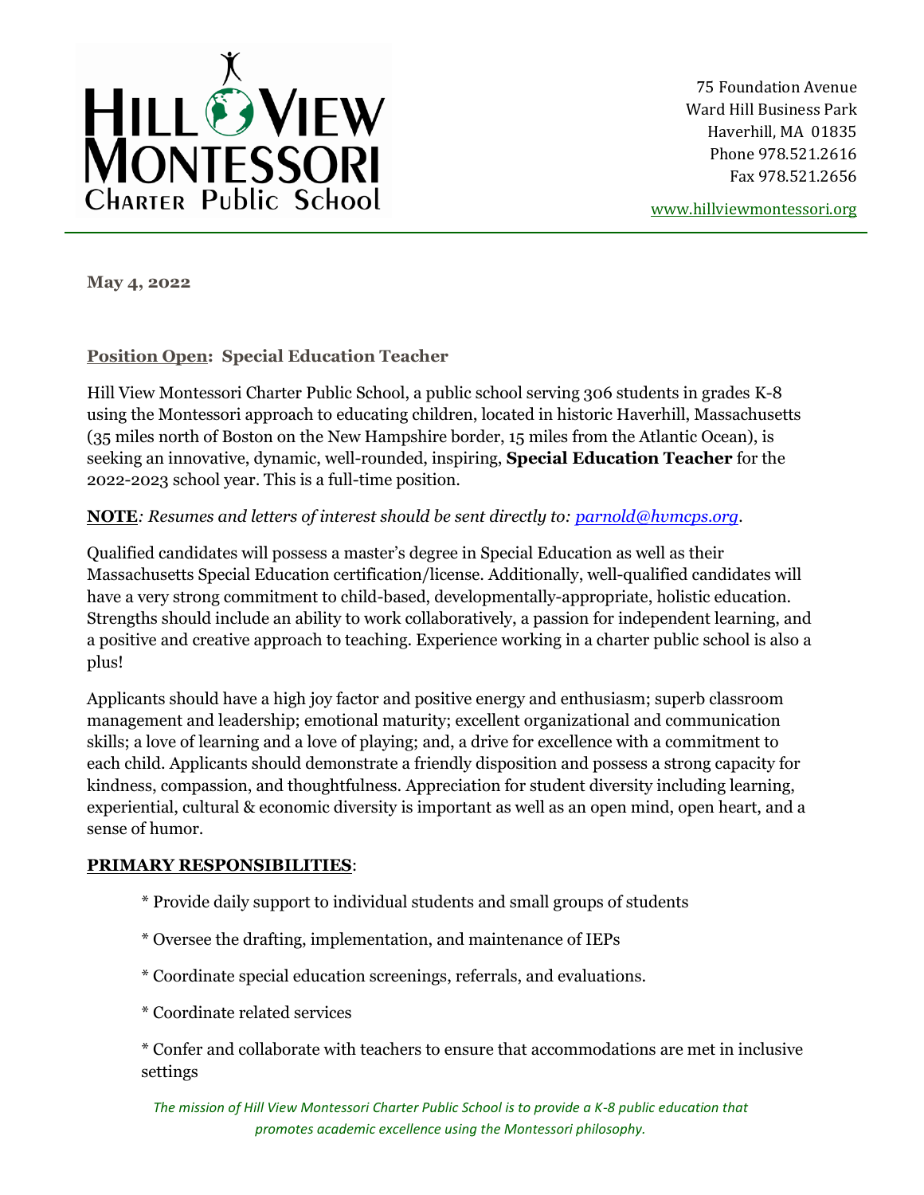# Hill View Montessori Charter Public School

75 Foundation Avenue
Ward Hill Business Park
Haverhill, MA 01835
Phone 978.521.2616
Fax 978.521.2656

www.hillviewmontessori.org

**May 4, 2022**

**Position Open: Special Education Teacher**

Hill View Montessori Charter Public School, a public school serving 306 students in grades K-8 using the Montessori approach to educating children, located in historic Haverhill, Massachusetts (35 miles north of Boston on the New Hampshire border, 15 miles from the Atlantic Ocean), is seeking an innovative, dynamic, well-rounded, inspiring, **Special Education Teacher** for the 2022-2023 school year. This is a full-time position.

**NOTE**: *Resumes and letters of interest should be sent directly to: parnold@hvmcps.org.*

Qualified candidates will possess a master's degree in Special Education as well as their Massachusetts Special Education certification/license. Additionally, well-qualified candidates will have a very strong commitment to child-based, developmentally-appropriate, holistic education. Strengths should include an ability to work collaboratively, a passion for independent learning, and a positive and creative approach to teaching. Experience working in a charter public school is also a plus!

Applicants should have a high joy factor and positive energy and enthusiasm; superb classroom management and leadership; emotional maturity; excellent organizational and communication skills; a love of learning and a love of playing; and, a drive for excellence with a commitment to each child. Applicants should demonstrate a friendly disposition and possess a strong capacity for kindness, compassion, and thoughtfulness. Appreciation for student diversity including learning, experiential, cultural & economic diversity is important as well as an open mind, open heart, and a sense of humor.

**PRIMARY RESPONSIBILITIES**:

* Provide daily support to individual students and small groups of students
* Oversee the drafting, implementation, and maintenance of IEPs
* Coordinate special education screenings, referrals, and evaluations.
* Coordinate related services
* Confer and collaborate with teachers to ensure that accommodations are met in inclusive settings

*The mission of Hill View Montessori Charter Public School is to provide a K-8 public education that promotes academic excellence using the Montessori philosophy.*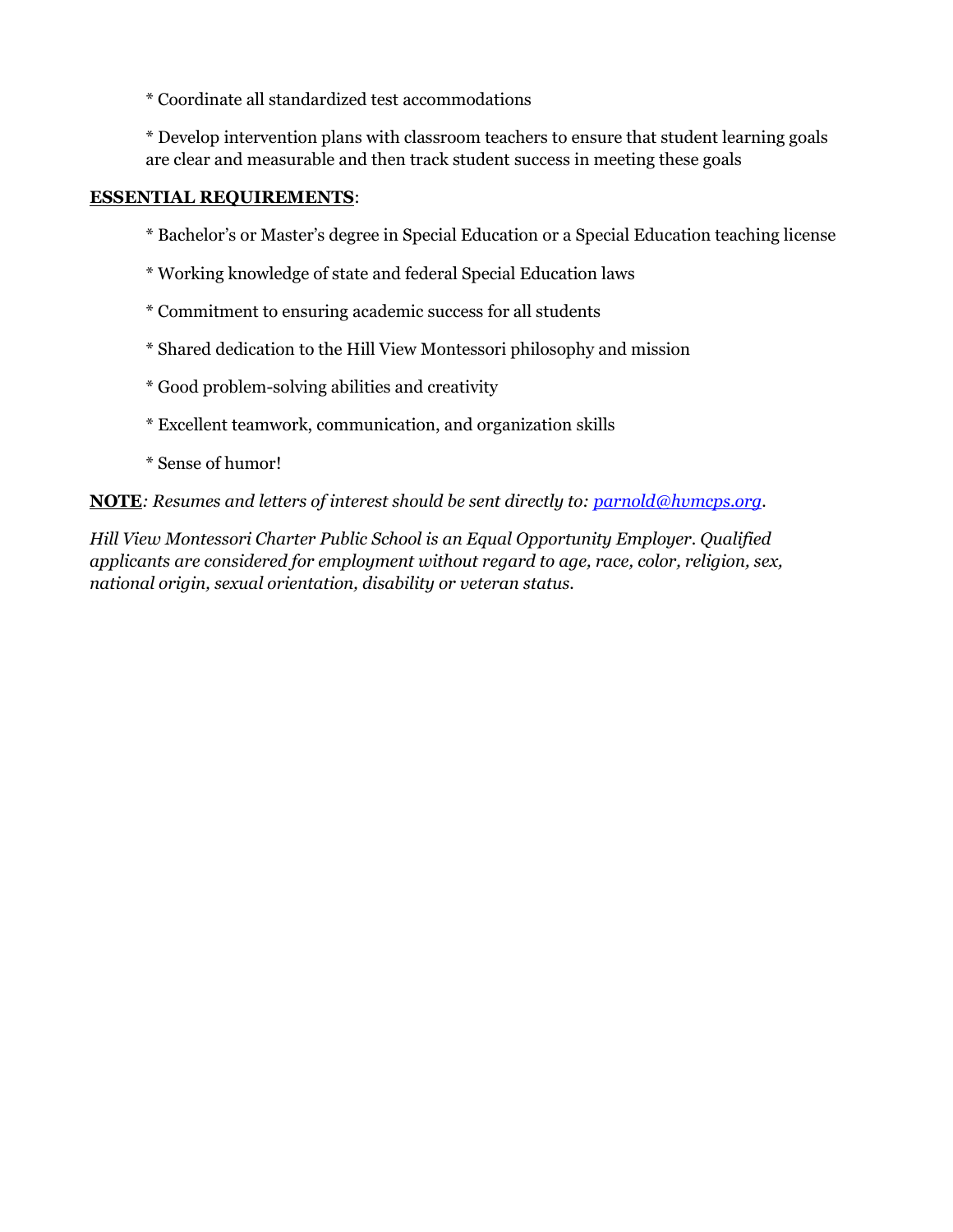* Coordinate all standardized test accommodations

* Develop intervention plans with classroom teachers to ensure that student learning goals are clear and measurable and then track student success in meeting these goals

**ESSENTIAL REQUIREMENTS**:

* Bachelor's or Master's degree in Special Education or a Special Education teaching license

* Working knowledge of state and federal Special Education laws

* Commitment to ensuring academic success for all students

* Shared dedication to the Hill View Montessori philosophy and mission

* Good problem-solving abilities and creativity

* Excellent teamwork, communication, and organization skills

* Sense of humor!

**NOTE**: *Resumes and letters of interest should be sent directly to: parnold@hvmcps.org.*

*Hill View Montessori Charter Public School is an Equal Opportunity Employer. Qualified applicants are considered for employment without regard to age, race, color, religion, sex, national origin, sexual orientation, disability or veteran status.*